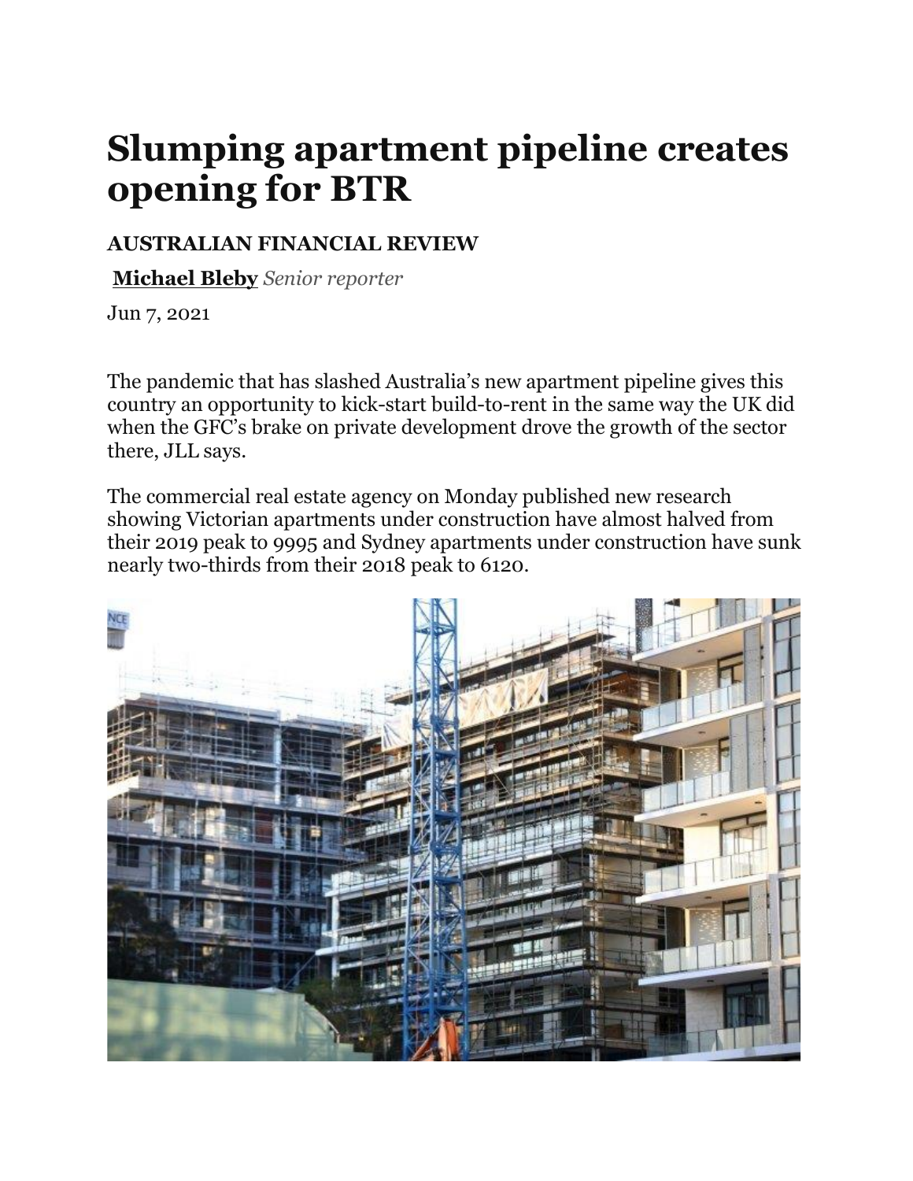# Slumping apartment pipeline creates opening for BTR

**AUSTRALIAN FINANCIAL REVIEW**

**Michael Bleby** *Senior reporter*

Jun 7, 2021

The pandemic that has slashed Australia's new apartment pipeline gives this country an opportunity to kick-start build-to-rent in the same way the UK did when the GFC's brake on private development drove the growth of the sector there, JLL says.

The commercial real estate agency on Monday published new research showing Victorian apartments under construction have almost halved from their 2019 peak to 9995 and Sydney apartments under construction have sunk nearly two-thirds from their 2018 peak to 6120.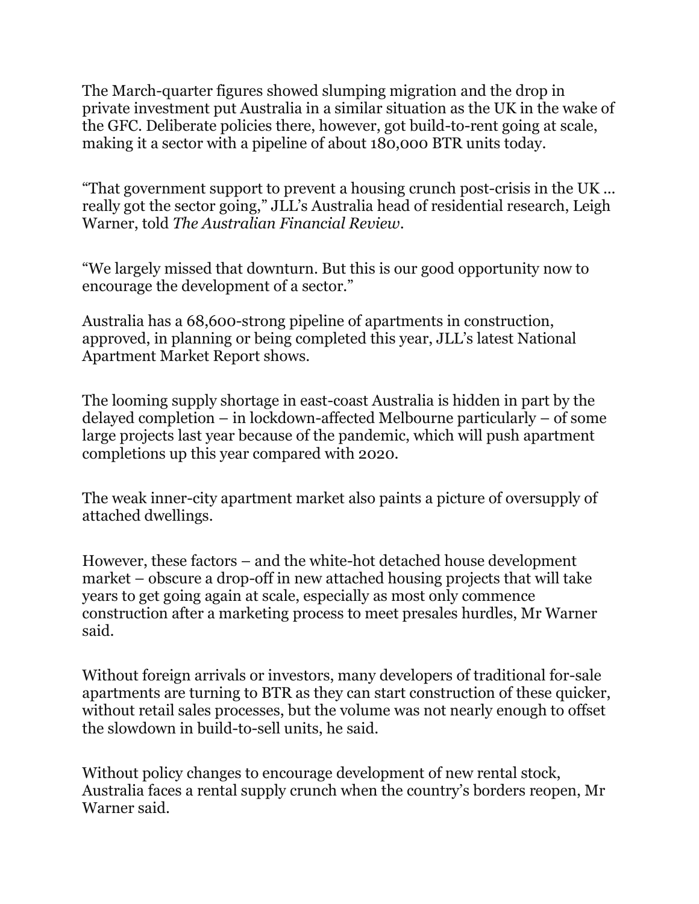The March-quarter figures showed slumping migration and the drop in private investment put Australia in a similar situation as the UK in the wake of the GFC. Deliberate policies there, however, got build-to-rent going at scale, making it a sector with a pipeline of about 180,000 BTR units today.

“That government support to prevent a housing crunch post-crisis in the UK ... really got the sector going,” JLL’s Australia head of residential research, Leigh Warner, told *The Australian Financial Review*.

“We largely missed that downturn. But this is our good opportunity now to encourage the development of a sector.”

Australia has a 68,600-strong pipeline of apartments in construction, approved, in planning or being completed this year, JLL’s latest National Apartment Market Report shows.

The looming supply shortage in east-coast Australia is hidden in part by the delayed completion – in lockdown-affected Melbourne particularly – of some large projects last year because of the pandemic, which will push apartment completions up this year compared with 2020.

The weak inner-city apartment market also paints a picture of oversupply of attached dwellings.

However, these factors – and the white-hot detached house development market – obscure a drop-off in new attached housing projects that will take years to get going again at scale, especially as most only commence construction after a marketing process to meet presales hurdles, Mr Warner said.

Without foreign arrivals or investors, many developers of traditional for-sale apartments are turning to BTR as they can start construction of these quicker, without retail sales processes, but the volume was not nearly enough to offset the slowdown in build-to-sell units, he said.

Without policy changes to encourage development of new rental stock, Australia faces a rental supply crunch when the country’s borders reopen, Mr Warner said.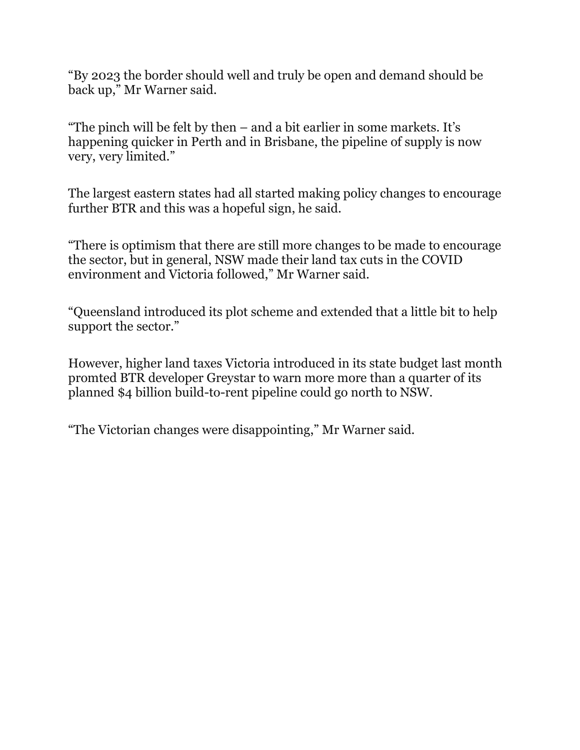"By 2023 the border should well and truly be open and demand should be back up," Mr Warner said.

"The pinch will be felt by then – and a bit earlier in some markets. It's happening quicker in Perth and in Brisbane, the pipeline of supply is now very, very limited."

The largest eastern states had all started making policy changes to encourage further BTR and this was a hopeful sign, he said.

"There is optimism that there are still more changes to be made to encourage the sector, but in general, NSW made their land tax cuts in the COVID environment and Victoria followed," Mr Warner said.

"Queensland introduced its plot scheme and extended that a little bit to help support the sector."

However, higher land taxes Victoria introduced in its state budget last month promted BTR developer Greystar to warn more more than a quarter of its planned $4 billion build-to-rent pipeline could go north to NSW.

"The Victorian changes were disappointing," Mr Warner said.